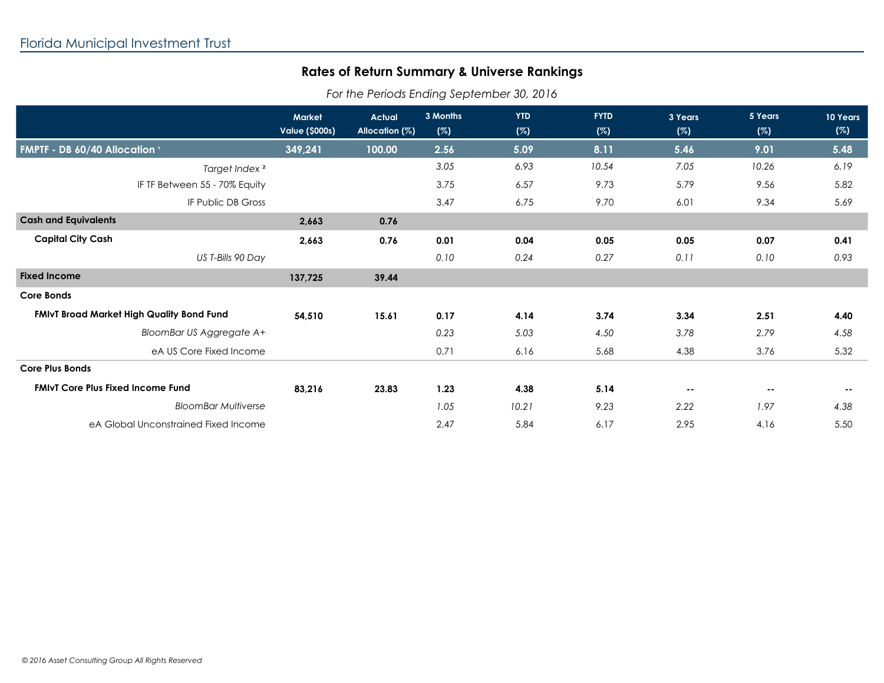Florida Municipal Investment Trust

## Rates of Return Summary & Universe Rankings

*For the Periods Ending September 30, 2016*

| | Market Value ($000s) | Actual Allocation (%) | 3 Months (%) | YTD (%) | FYTD (%) | 3 Years (%) | 5 Years (%) | 10 Years (%) |
|---|---|---|---|---|---|---|---|---|
| **FMPTF - DB 60/40 Allocation [1]** | **349,241** | **100.00** | **2.56** | **5.09** | **8.11** | **5.46** | **9.01** | **5.48** |
| *Target Index [2]* | | | *3.05* | *6.93* | *10.54* | *7.05* | *10.26* | *6.19* |
| IF TF Between 55 - 70% Equity | | | 3.75 | 6.57 | 9.73 | 5.79 | 9.56 | 5.82 |
| IF Public DB Gross | | | 3.47 | 6.75 | 9.70 | 6.01 | 9.34 | 5.69 |
| **Cash and Equivalents** | **2,663** | **0.76** | | | | | | |
| **Capital City Cash** | **2,663** | **0.76** | **0.01** | **0.04** | **0.05** | **0.05** | **0.07** | **0.41** |
| *US T-Bills 90 Day* | | | *0.10* | *0.24* | *0.27* | *0.11* | *0.10* | *0.93* |
| **Fixed Income** | **137,725** | **39.44** | | | | | | |
| **Core Bonds** | | | | | | | | |
| **FMIvT Broad Market High Quality Bond Fund** | **54,510** | **15.61** | **0.17** | **4.14** | **3.74** | **3.34** | **2.51** | **4.40** |
| *BloomBar US Aggregate A+* | | | *0.23* | *5.03* | *4.50* | *3.78* | *2.79* | *4.58* |
| eA US Core Fixed Income | | | 0.71 | 6.16 | 5.68 | 4.38 | 3.76 | 5.32 |
| **Core Plus Bonds** | | | | | | | | |
| **FMIvT Core Plus Fixed Income Fund** | **83,216** | **23.83** | **1.23** | **4.38** | **5.14** | **--** | **--** | **--** |
| *BloomBar Multiverse* | | | *1.05* | *10.21* | *9.23* | *2.22* | *1.97* | *4.38* |
| eA Global Unconstrained Fixed Income | | | 2.47 | 5.84 | 6.17 | 2.95 | 4.16 | 5.50 |

*© 2016 Asset Consulting Group All Rights Reserved*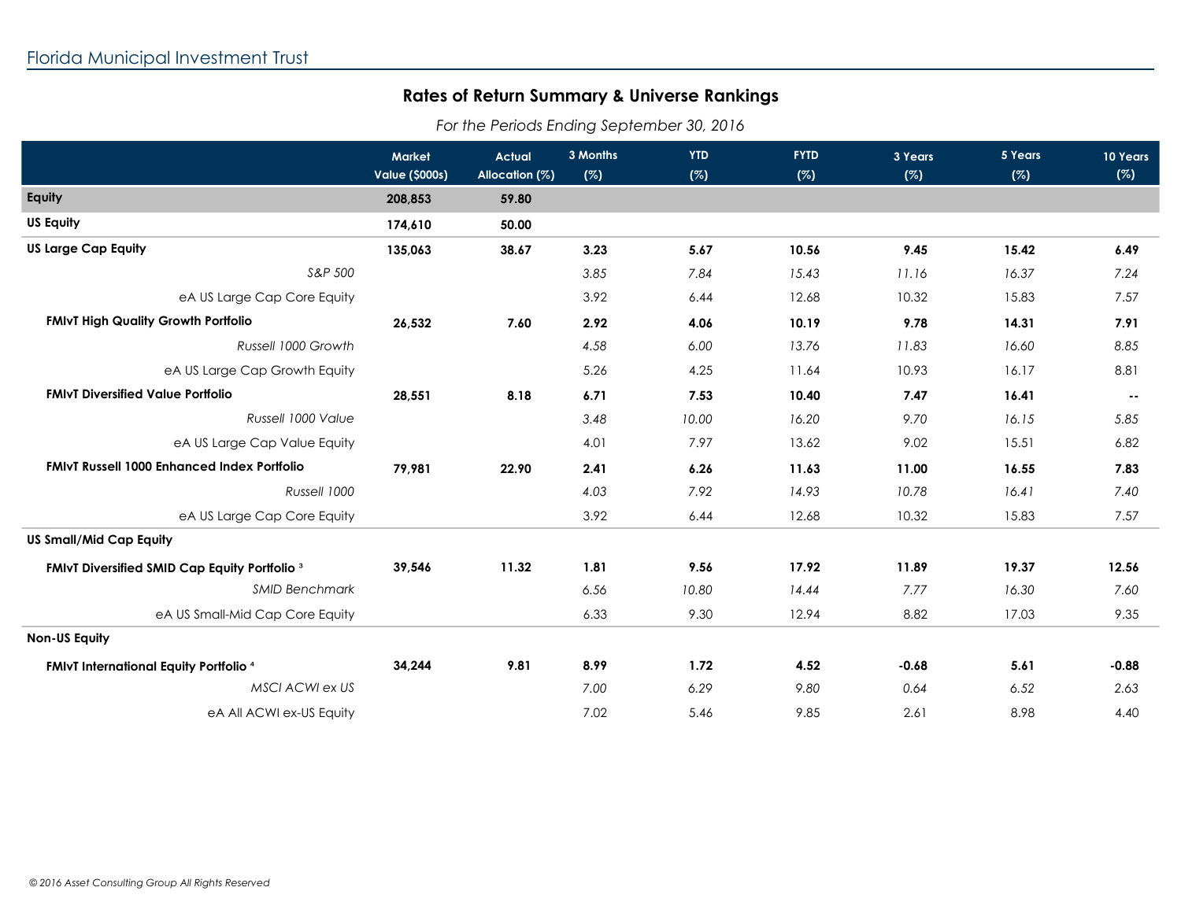Florida Municipal Investment Trust

## Rates of Return Summary & Universe Rankings

*For the Periods Ending September 30, 2016*

| | Market Value ($000s) | Actual Allocation (%) | 3 Months (%) | YTD (%) | FYTD (%) | 3 Years (%) | 5 Years (%) | 10 Years (%) |
|---|---|---|---|---|---|---|---|---|
| **Equity** | **208,853** | **59.80** | | | | | | |
| **US Equity** | **174,610** | **50.00** | | | | | | |
| **US Large Cap Equity** | **135,063** | **38.67** | **3.23** | **5.67** | **10.56** | **9.45** | **15.42** | **6.49** |
| *S&P 500* | | | *3.85* | *7.84* | *15.43* | *11.16* | *16.37* | *7.24* |
| eA US Large Cap Core Equity | | | 3.92 | 6.44 | 12.68 | 10.32 | 15.83 | 7.57 |
| **FMIvT High Quality Growth Portfolio** | **26,532** | **7.60** | **2.92** | **4.06** | **10.19** | **9.78** | **14.31** | **7.91** |
| *Russell 1000 Growth* | | | *4.58* | *6.00* | *13.76* | *11.83* | *16.60* | *8.85* |
| eA US Large Cap Growth Equity | | | 5.26 | 4.25 | 11.64 | 10.93 | 16.17 | 8.81 |
| **FMIvT Diversified Value Portfolio** | **28,551** | **8.18** | **6.71** | **7.53** | **10.40** | **7.47** | **16.41** | **--** |
| *Russell 1000 Value* | | | *3.48* | *10.00* | *16.20* | *9.70* | *16.15* | *5.85* |
| eA US Large Cap Value Equity | | | 4.01 | 7.97 | 13.62 | 9.02 | 15.51 | 6.82 |
| **FMIvT Russell 1000 Enhanced Index Portfolio** | **79,981** | **22.90** | **2.41** | **6.26** | **11.63** | **11.00** | **16.55** | **7.83** |
| *Russell 1000* | | | *4.03* | *7.92* | *14.93* | *10.78* | *16.41* | *7.40* |
| eA US Large Cap Core Equity | | | 3.92 | 6.44 | 12.68 | 10.32 | 15.83 | 7.57 |
| **US Small/Mid Cap Equity** | | | | | | | | |
| **FMIvT Diversified SMID Cap Equity Portfolio [3]** | **39,546** | **11.32** | **1.81** | **9.56** | **17.92** | **11.89** | **19.37** | **12.56** |
| *SMID Benchmark* | | | *6.56* | *10.80* | *14.44* | *7.77* | *16.30* | *7.60* |
| eA US Small-Mid Cap Core Equity | | | 6.33 | 9.30 | 12.94 | 8.82 | 17.03 | 9.35 |
| **Non-US Equity** | | | | | | | | |
| **FMIvT International Equity Portfolio [4]** | **34,244** | **9.81** | **8.99** | **1.72** | **4.52** | **-0.68** | **5.61** | **-0.88** |
| *MSCI ACWI ex US* | | | *7.00* | *6.29* | *9.80* | *0.64* | *6.52* | *2.63* |
| eA All ACWI ex-US Equity | | | 7.02 | 5.46 | 9.85 | 2.61 | 8.98 | 4.40 |

*© 2016 Asset Consulting Group All Rights Reserved*